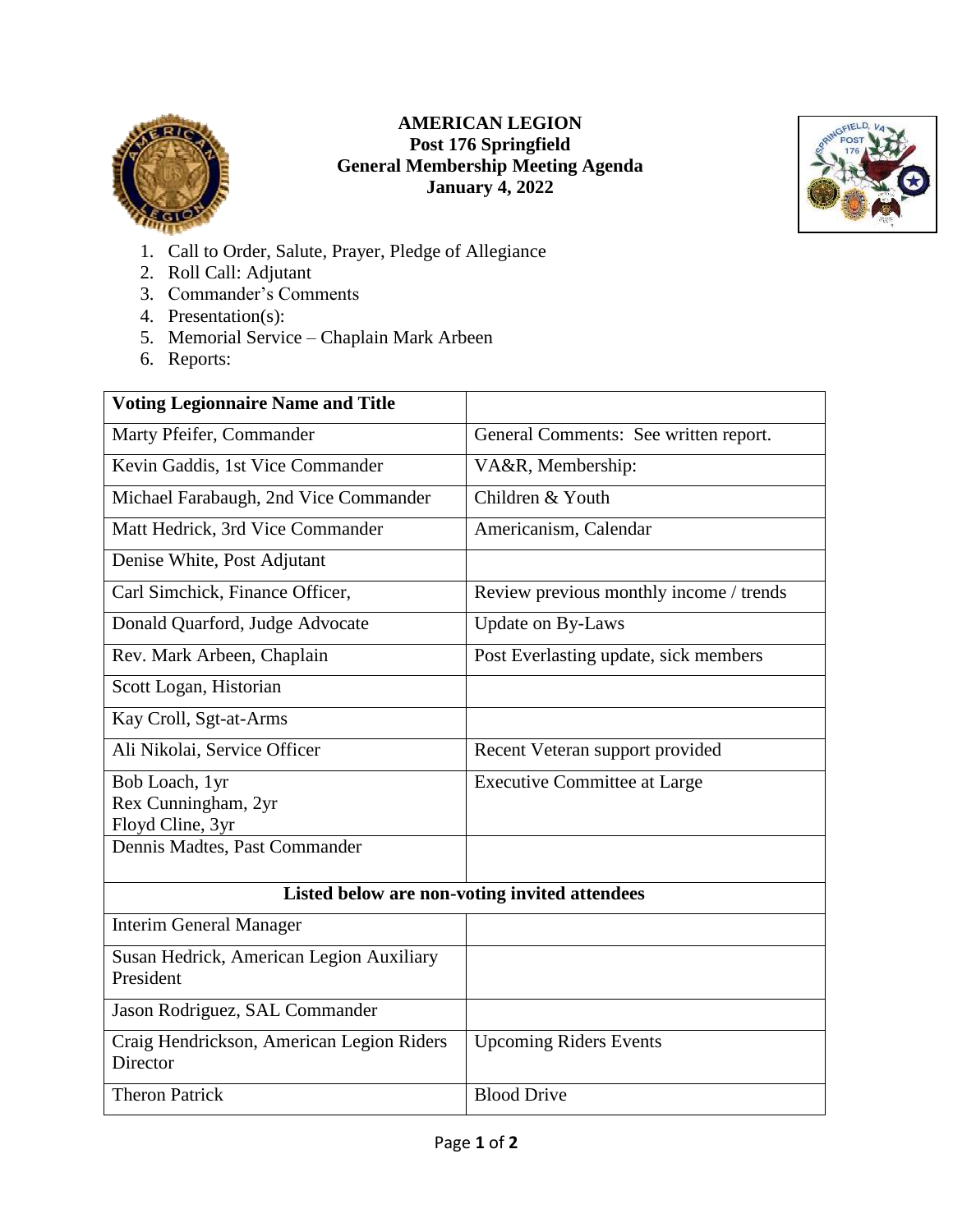# AMERICAN LEGION
## Post 176 Springfield
## General Membership Meeting Agenda
## January 4, 2022

1. Call to Order, Salute, Prayer, Pledge of Allegiance
2. Roll Call: Adjutant
3. Commander's Comments
4. Presentation(s):
5. Memorial Service – Chaplain Mark Arbeen
6. Reports:

| **Voting Legionnaire Name and Title** | |
|---|---|
| Marty Pfeifer, Commander | General Comments: See written report. |
| Kevin Gaddis, 1st Vice Commander | VA&R, Membership: |
| Michael Farabaugh, 2nd Vice Commander | Children & Youth |
| Matt Hedrick, 3rd Vice Commander | Americanism, Calendar |
| Denise White, Post Adjutant | |
| Carl Simchick, Finance Officer, | Review previous monthly income / trends |
| Donald Quarford, Judge Advocate | Update on By-Laws |
| Rev. Mark Arbeen, Chaplain | Post Everlasting update, sick members |
| Scott Logan, Historian | |
| Kay Croll, Sgt-at-Arms | |
| Ali Nikolai, Service Officer | Recent Veteran support provided |
| Bob Loach, 1yr<br>Rex Cunningham, 2yr<br>Floyd Cline, 3yr | Executive Committee at Large |
| Dennis Madtes, Past Commander | |
| **Listed below are non-voting invited attendees** | |
| Interim General Manager | |
| Susan Hedrick, American Legion Auxiliary President | |
| Jason Rodriguez, SAL Commander | |
| Craig Hendrickson, American Legion Riders Director | Upcoming Riders Events |
| Theron Patrick | Blood Drive |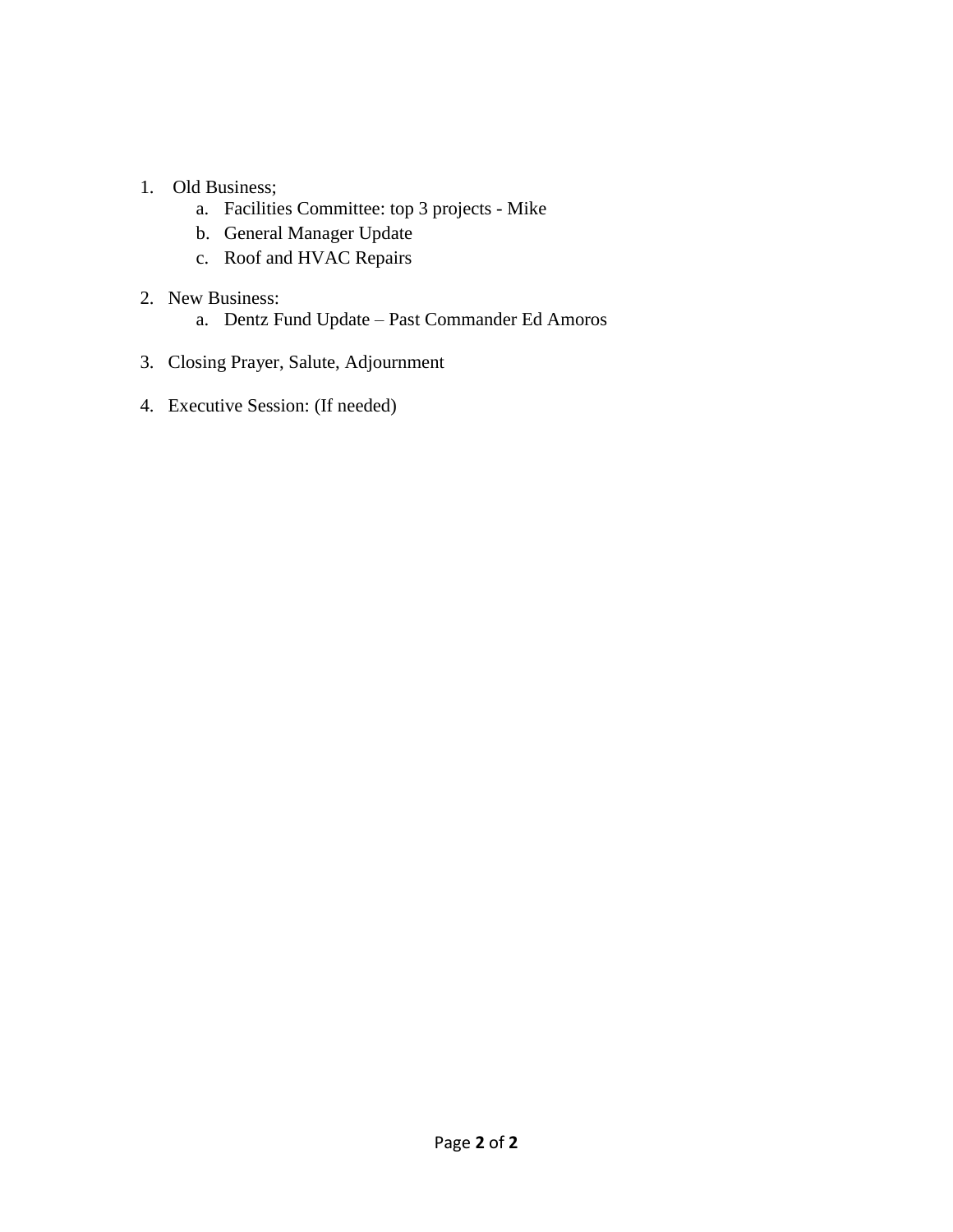1. Old Business;
    a. Facilities Committee: top 3 projects - Mike
    b. General Manager Update
    c. Roof and HVAC Repairs

2. New Business:
    a. Dentz Fund Update – Past Commander Ed Amoros

3. Closing Prayer, Salute, Adjournment

4. Executive Session: (If needed)